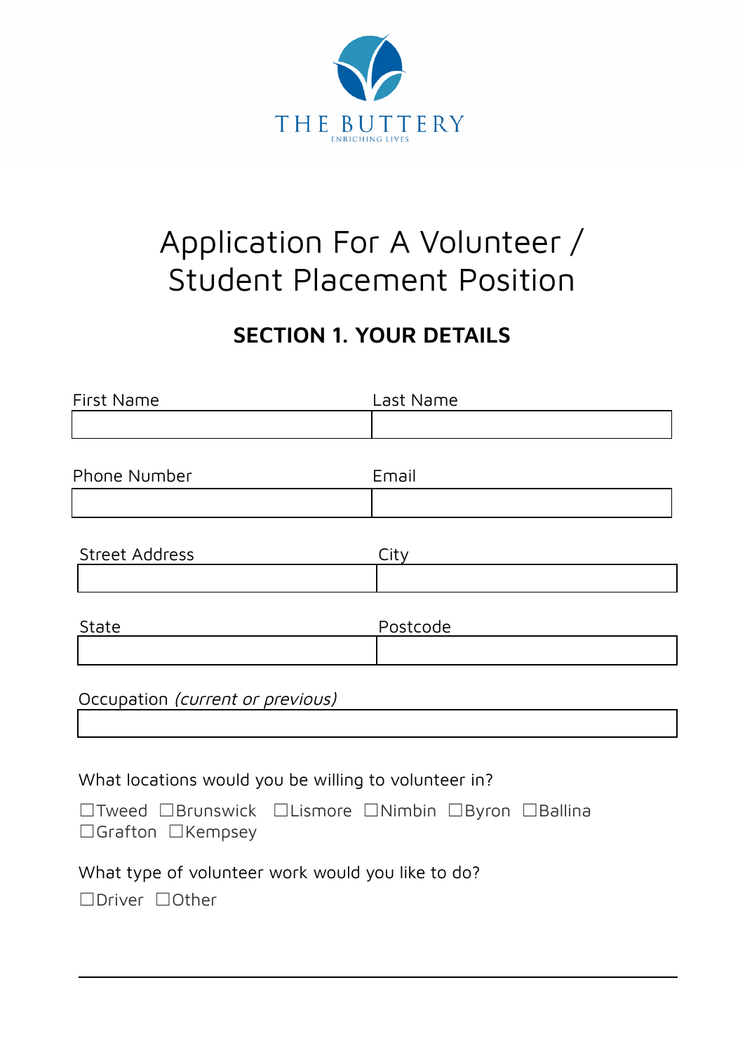THE BUTTERY

ENRICHING LIVES

# Application For A Volunteer / Student Placement Position

## SECTION 1. YOUR DETAILS

| First Name | Last Name |
| --- | --- |
| | |

| Phone Number | Email |
| --- | --- |
| | |

| Street Address | City |
| --- | --- |
| | |

| State | Postcode |
| --- | --- |
| | |

| Occupation *(current or previous)* |
| --- |
| |

What locations would you be willing to volunteer in?

☐Tweed ☐Brunswick ☐Lismore ☐Nimbin ☐Byron ☐Ballina ☐Grafton ☐Kempsey

What type of volunteer work would you like to do?

☐Driver ☐Other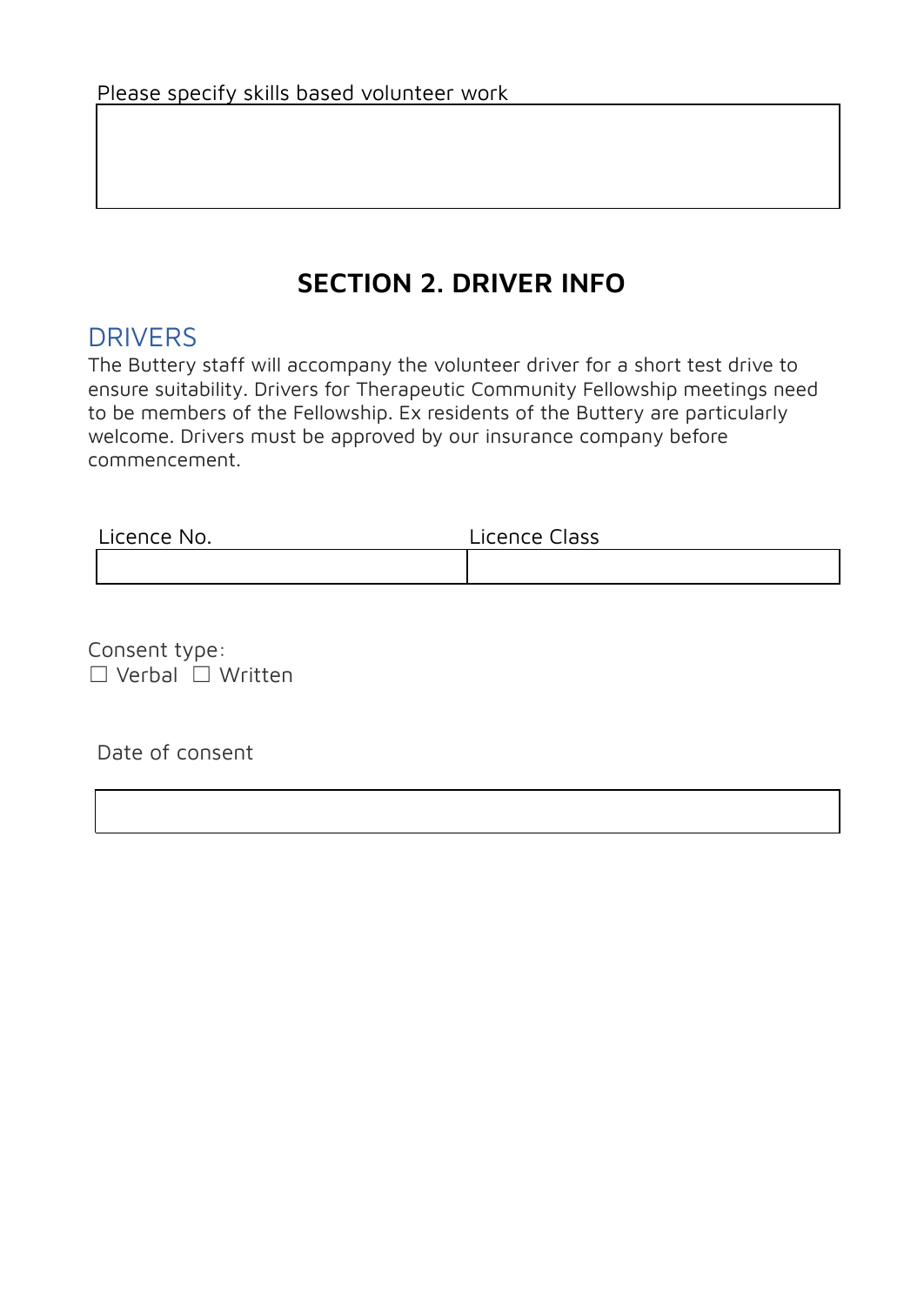Please specify skills based volunteer work

| |
|---|
| |

## SECTION 2. DRIVER INFO

### DRIVERS

The Buttery staff will accompany the volunteer driver for a short test drive to ensure suitability. Drivers for Therapeutic Community Fellowship meetings need to be members of the Fellowship. Ex residents of the Buttery are particularly welcome. Drivers must be approved by our insurance company before commencement.

| Licence No. | Licence Class |
|---|---|
| | |

Consent type:
☐ Verbal ☐ Written

Date of consent

| |
|---|
| |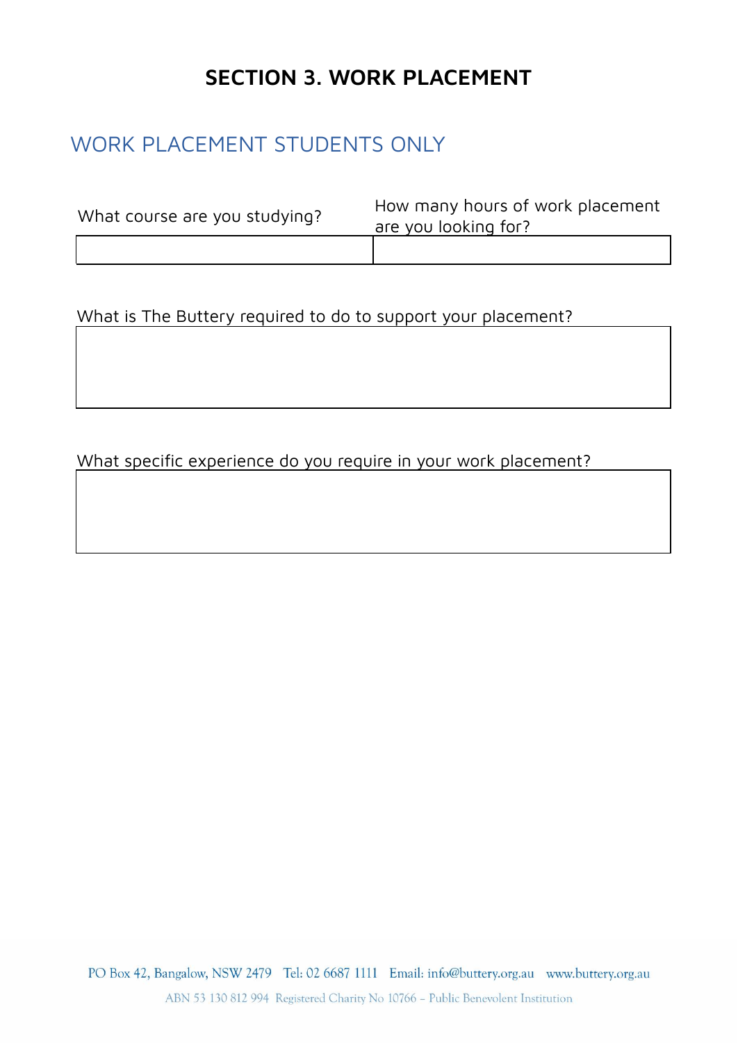# SECTION 3. WORK PLACEMENT

## WORK PLACEMENT STUDENTS ONLY

| What course are you studying? | How many hours of work placement are you looking for? |
|---|---|
| | |

What is The Buttery required to do to support your placement?

| |
|---|
| |

What specific experience do you require in your work placement?

| |
|---|
| |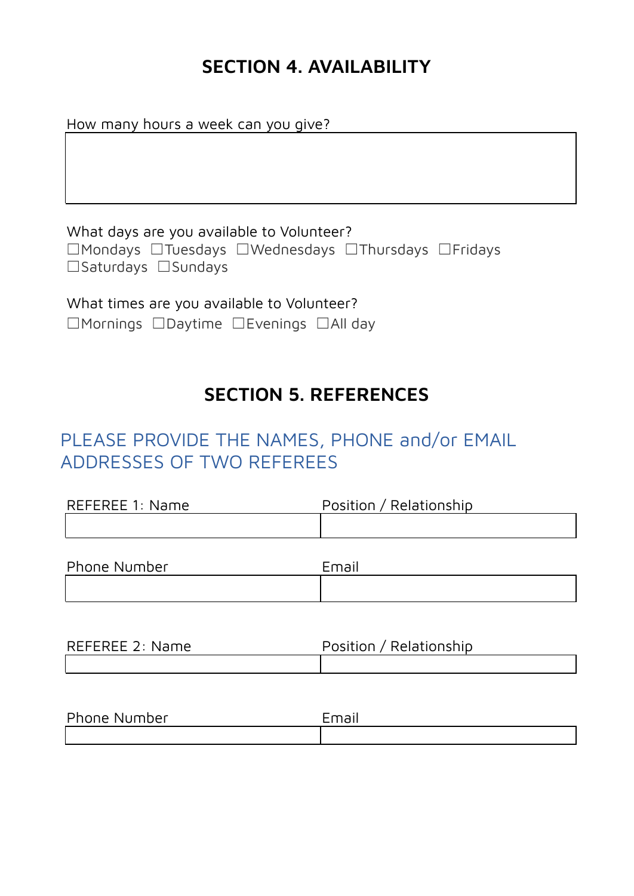## SECTION 4. AVAILABILITY

How many hours a week can you give?

|   |
|---|
|   |

What days are you available to Volunteer?

☐Mondays ☐Tuesdays ☐Wednesdays ☐Thursdays ☐Fridays ☐Saturdays ☐Sundays

What times are you available to Volunteer?

☐Mornings ☐Daytime ☐Evenings ☐All day

## SECTION 5. REFERENCES

### PLEASE PROVIDE THE NAMES, PHONE and/or EMAIL ADDRESSES OF TWO REFEREES

| REFEREE 1: Name | Position / Relationship |
|---|---|
|   |   |

| Phone Number | Email |
|---|---|
|   |   |

| REFEREE 2: Name | Position / Relationship |
|---|---|
|   |   |

| Phone Number | Email |
|---|---|
|   |   |